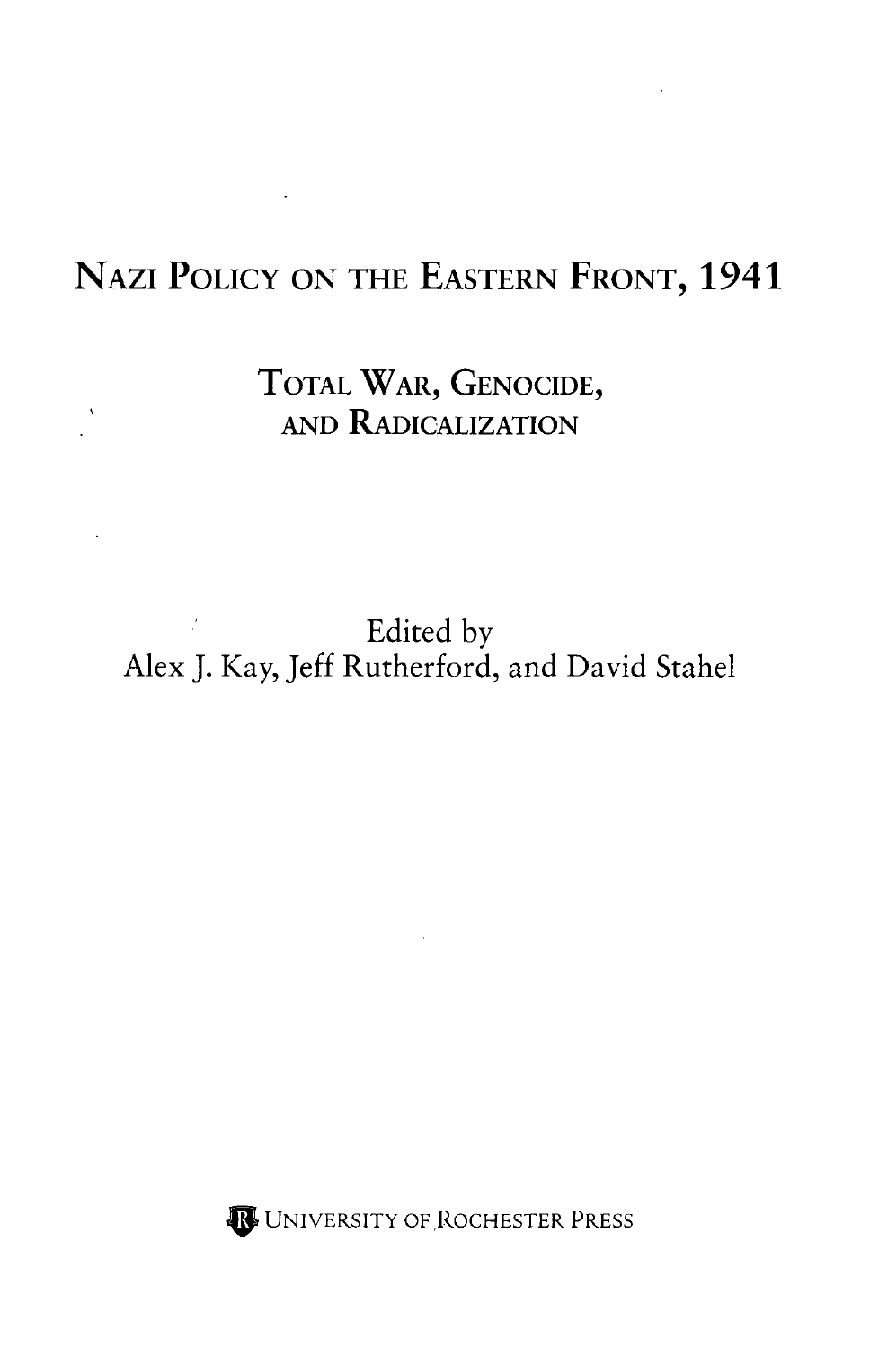# Nazi Policy on the Eastern Front, 1941

## Total War, Genocide, and Radicalization

Edited by
Alex J. Kay, Jeff Rutherford, and David Stahel

University of Rochester Press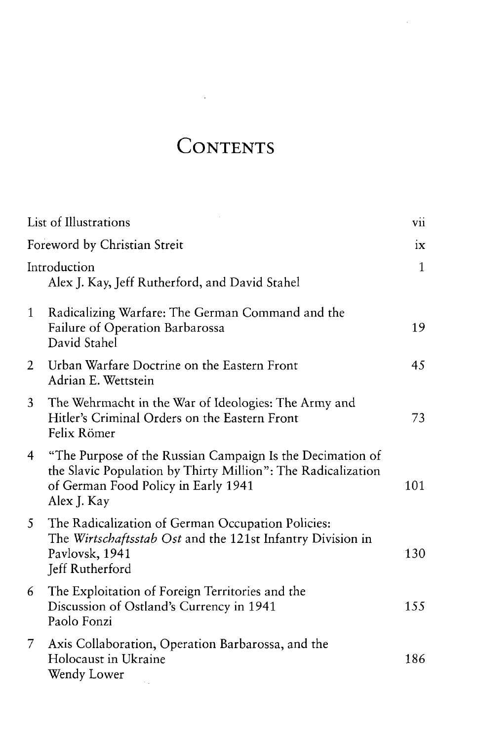# Contents

| | | |
|---|---|---|
| List of Illustrations | | vii |
| Foreword by Christian Streit | | ix |
| Introduction<br>Alex J. Kay, Jeff Rutherford, and David Stahel | | 1 |
| 1 | Radicalizing Warfare: The German Command and the Failure of Operation Barbarossa<br>David Stahel | 19 |
| 2 | Urban Warfare Doctrine on the Eastern Front<br>Adrian E. Wettstein | 45 |
| 3 | The Wehrmacht in the War of Ideologies: The Army and Hitler's Criminal Orders on the Eastern Front<br>Felix Römer | 73 |
| 4 | "The Purpose of the Russian Campaign Is the Decimation of the Slavic Population by Thirty Million": The Radicalization of German Food Policy in Early 1941<br>Alex J. Kay | 101 |
| 5 | The Radicalization of German Occupation Policies: The *Wirtschaftsstab Ost* and the 121st Infantry Division in Pavlovsk, 1941<br>Jeff Rutherford | 130 |
| 6 | The Exploitation of Foreign Territories and the Discussion of Ostland's Currency in 1941<br>Paolo Fonzi | 155 |
| 7 | Axis Collaboration, Operation Barbarossa, and the Holocaust in Ukraine<br>Wendy Lower | 186 |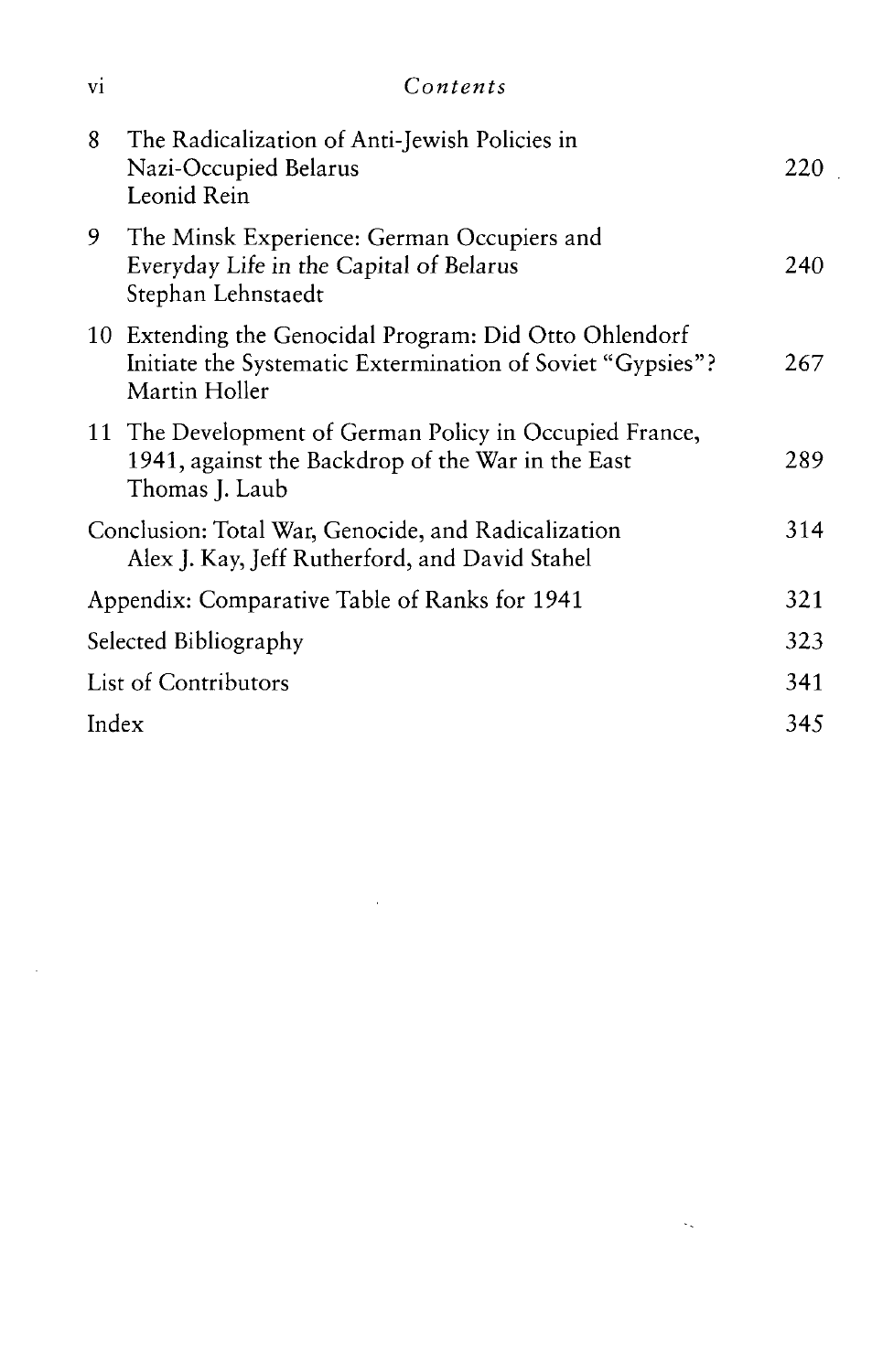| | | |
|---|---|---|
| 8 | The Radicalization of Anti-Jewish Policies in Nazi-Occupied Belarus<br>Leonid Rein | 220 |
| 9 | The Minsk Experience: German Occupiers and Everyday Life in the Capital of Belarus<br>Stephan Lehnstaedt | 240 |
| 10 | Extending the Genocidal Program: Did Otto Ohlendorf Initiate the Systematic Extermination of Soviet "Gypsies"?<br>Martin Holler | 267 |
| 11 | The Development of German Policy in Occupied France, 1941, against the Backdrop of the War in the East<br>Thomas J. Laub | 289 |
| | Conclusion: Total War, Genocide, and Radicalization<br>Alex J. Kay, Jeff Rutherford, and David Stahel | 314 |
| | Appendix: Comparative Table of Ranks for 1941 | 321 |
| | Selected Bibliography | 323 |
| | List of Contributors | 341 |
| | Index | 345 |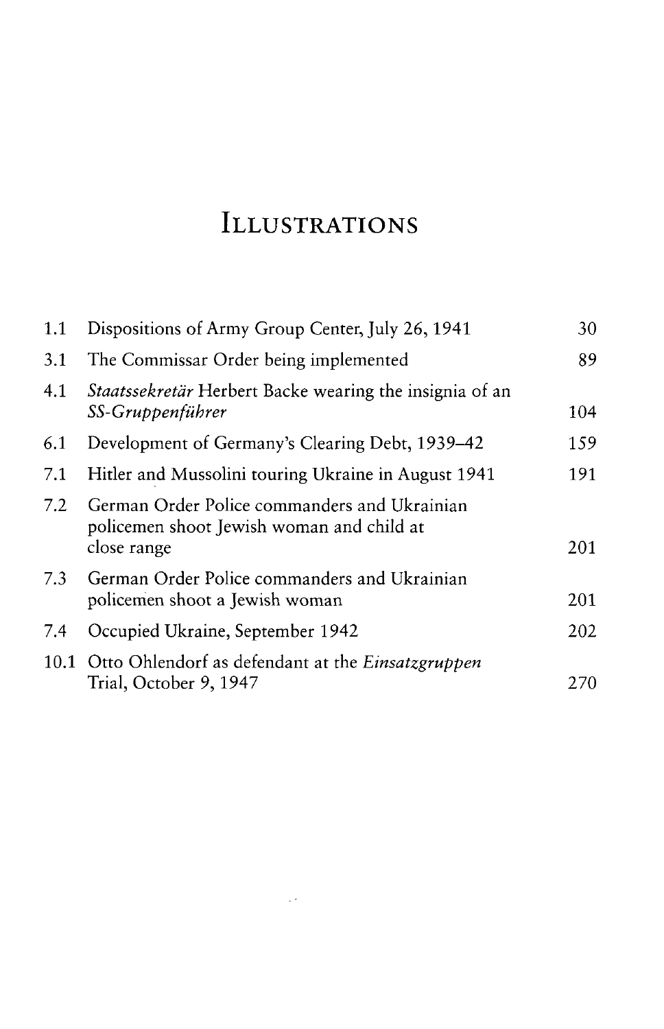# ILLUSTRATIONS

| | | |
|---|---|---|
| 1.1 | Dispositions of Army Group Center, July 26, 1941 | 30 |
| 3.1 | The Commissar Order being implemented | 89 |
| 4.1 | *Staatssekretär* Herbert Backe wearing the insignia of an *SS-Gruppenführer* | 104 |
| 6.1 | Development of Germany's Clearing Debt, 1939–42 | 159 |
| 7.1 | Hitler and Mussolini touring Ukraine in August 1941 | 191 |
| 7.2 | German Order Police commanders and Ukrainian policemen shoot Jewish woman and child at close range | 201 |
| 7.3 | German Order Police commanders and Ukrainian policemen shoot a Jewish woman | 201 |
| 7.4 | Occupied Ukraine, September 1942 | 202 |
| 10.1 | Otto Ohlendorf as defendant at the *Einsatzgruppen* Trial, October 9, 1947 | 270 |